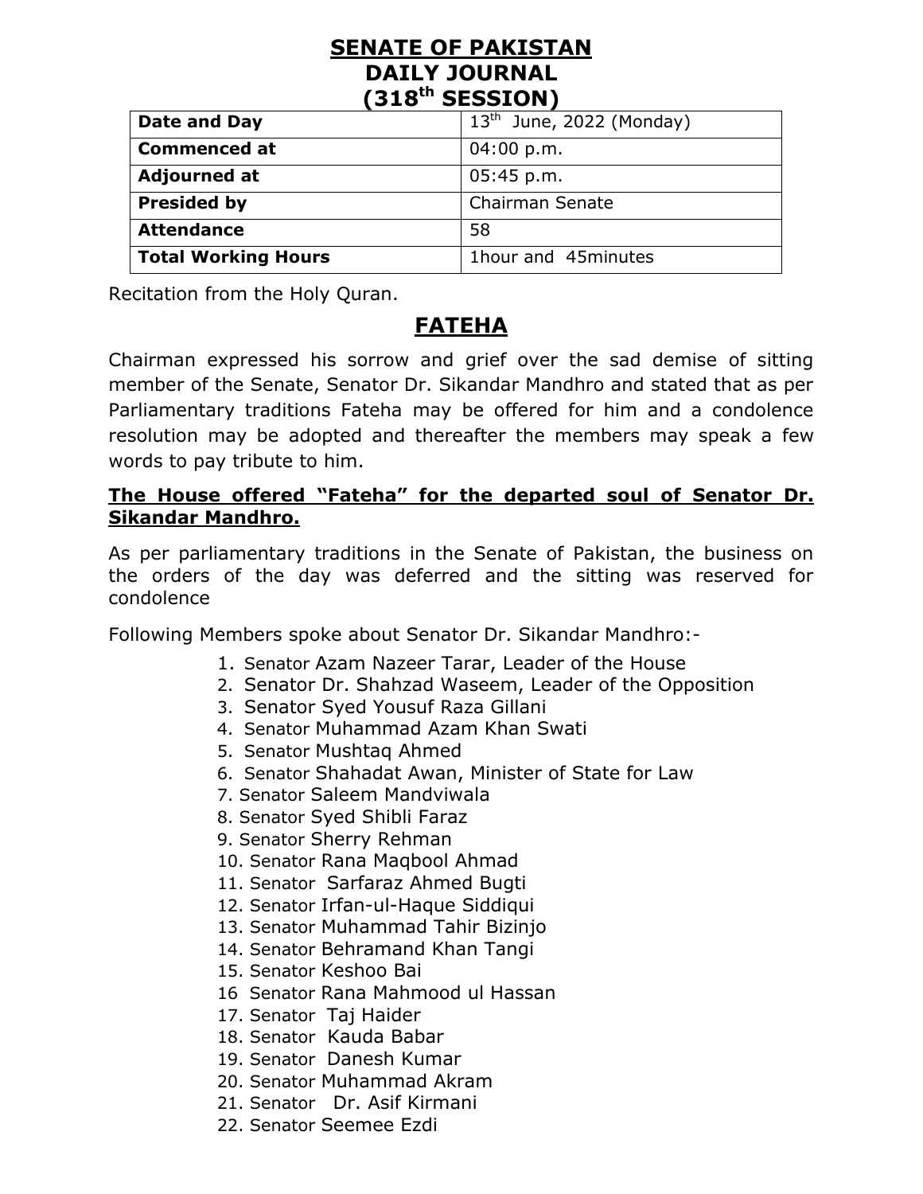# SENATE OF PAKISTAN
# DAILY JOURNAL
# (318th SESSION)

| Date and Day | 13th June, 2022 (Monday) |
|---|---|
| Commenced at | 04:00 p.m. |
| Adjourned at | 05:45 p.m. |
| Presided by | Chairman Senate |
| Attendance | 58 |
| Total Working Hours | 1hour and 45minutes |

Recitation from the Holy Quran.

## FATEHA

Chairman expressed his sorrow and grief over the sad demise of sitting member of the Senate, Senator Dr. Sikandar Mandhro and stated that as per Parliamentary traditions Fateha may be offered for him and a condolence resolution may be adopted and thereafter the members may speak a few words to pay tribute to him.

**The House offered "Fateha" for the departed soul of Senator Dr. Sikandar Mandhro.**

As per parliamentary traditions in the Senate of Pakistan, the business on the orders of the day was deferred and the sitting was reserved for condolence

Following Members spoke about Senator Dr. Sikandar Mandhro:-

1. Senator Azam Nazeer Tarar, Leader of the House
2. Senator Dr. Shahzad Waseem, Leader of the Opposition
3. Senator Syed Yousuf Raza Gillani
4. Senator Muhammad Azam Khan Swati
5. Senator Mushtaq Ahmed
6. Senator Shahadat Awan, Minister of State for Law
7. Senator Saleem Mandviwala
8. Senator Syed Shibli Faraz
9. Senator Sherry Rehman
10. Senator Rana Maqbool Ahmad
11. Senator Sarfaraz Ahmed Bugti
12. Senator Irfan-ul-Haque Siddiqui
13. Senator Muhammad Tahir Bizinjo
14. Senator Behramand Khan Tangi
15. Senator Keshoo Bai
16. Senator Rana Mahmood ul Hassan
17. Senator Taj Haider
18. Senator Kauda Babar
19. Senator Danesh Kumar
20. Senator Muhammad Akram
21. Senator Dr. Asif Kirmani
22. Senator Seemee Ezdi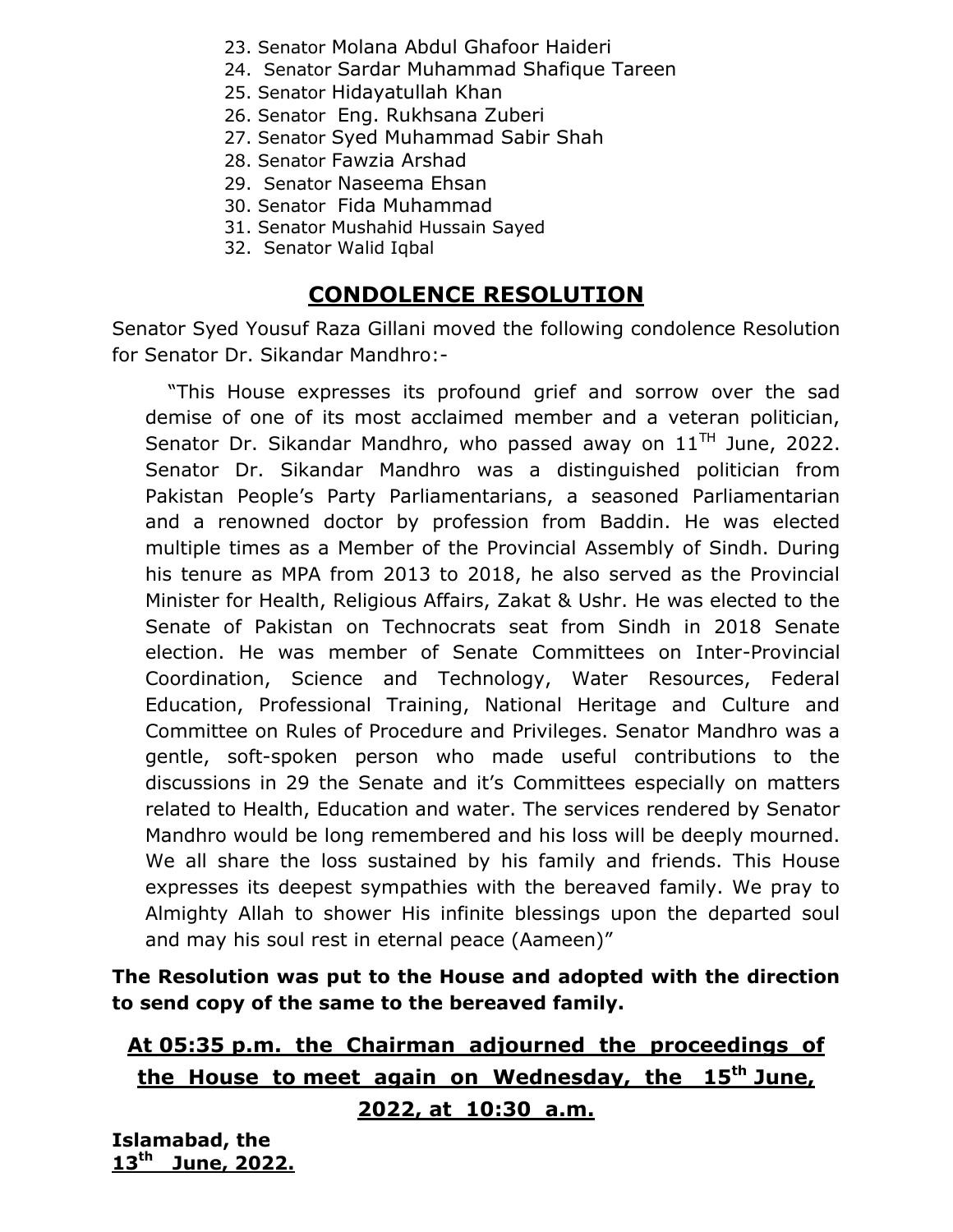23. Senator Molana Abdul Ghafoor Haideri
24. Senator Sardar Muhammad Shafique Tareen
25. Senator Hidayatullah Khan
26. Senator Eng. Rukhsana Zuberi
27. Senator Syed Muhammad Sabir Shah
28. Senator Fawzia Arshad
29. Senator Naseema Ehsan
30. Senator Fida Muhammad
31. Senator Mushahid Hussain Sayed
32. Senator Walid Iqbal

## CONDOLENCE RESOLUTION

Senator Syed Yousuf Raza Gillani moved the following condolence Resolution for Senator Dr. Sikandar Mandhro:-

> "This House expresses its profound grief and sorrow over the sad demise of one of its most acclaimed member and a veteran politician, Senator Dr. Sikandar Mandhro, who passed away on 11TH June, 2022. Senator Dr. Sikandar Mandhro was a distinguished politician from Pakistan People's Party Parliamentarians, a seasoned Parliamentarian and a renowned doctor by profession from Baddin. He was elected multiple times as a Member of the Provincial Assembly of Sindh. During his tenure as MPA from 2013 to 2018, he also served as the Provincial Minister for Health, Religious Affairs, Zakat & Ushr. He was elected to the Senate of Pakistan on Technocrats seat from Sindh in 2018 Senate election. He was member of Senate Committees on Inter-Provincial Coordination, Science and Technology, Water Resources, Federal Education, Professional Training, National Heritage and Culture and Committee on Rules of Procedure and Privileges. Senator Mandhro was a gentle, soft-spoken person who made useful contributions to the discussions in 29 the Senate and it's Committees especially on matters related to Health, Education and water. The services rendered by Senator Mandhro would be long remembered and his loss will be deeply mourned. We all share the loss sustained by his family and friends. This House expresses its deepest sympathies with the bereaved family. We pray to Almighty Allah to shower His infinite blessings upon the departed soul and may his soul rest in eternal peace (Aameen)"

**The Resolution was put to the House and adopted with the direction to send copy of the same to the bereaved family.**

**At 05:35 p.m. the Chairman adjourned the proceedings of the House to meet again on Wednesday, the 15th June, 2022, at 10:30 a.m.**

**Islamabad, the**
**13th June, 2022.**